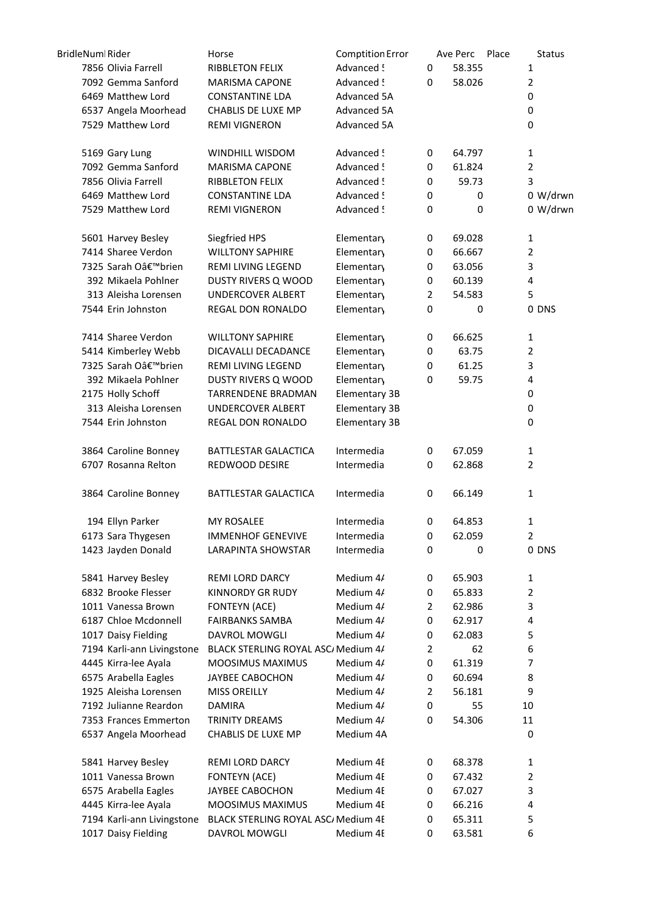| BridleNuml | Rider | Horse | Comptition | Error | Ave Perc | Place | Status |
|---|---|---|---|---|---|---|---|
| 7856 | Olivia Farrell | RIBBLETON FELIX | Advanced ! | 0 | 58.355 | 1 | |
| 7092 | Gemma Sanford | MARISMA CAPONE | Advanced ! | 0 | 58.026 | 2 | |
| 6469 | Matthew Lord | CONSTANTINE LDA | Advanced 5A | | | 0 | |
| 6537 | Angela Moorhead | CHABLIS DE LUXE MP | Advanced 5A | | | 0 | |
| 7529 | Matthew Lord | REMI VIGNERON | Advanced 5A | | | 0 | |
| | | | | | | | |
| 5169 | Gary Lung | WINDHILL WISDOM | Advanced ! | 0 | 64.797 | 1 | |
| 7092 | Gemma Sanford | MARISMA CAPONE | Advanced ! | 0 | 61.824 | 2 | |
| 7856 | Olivia Farrell | RIBBLETON FELIX | Advanced ! | 0 | 59.73 | 3 | |
| 6469 | Matthew Lord | CONSTANTINE LDA | Advanced ! | 0 | 0 | 0 | W/drwn |
| 7529 | Matthew Lord | REMI VIGNERON | Advanced ! | 0 | 0 | 0 | W/drwn |
| | | | | | | | |
| 5601 | Harvey Besley | Siegfried HPS | Elementary | 0 | 69.028 | 1 | |
| 7414 | Sharee Verdon | WILLTONY SAPHIRE | Elementary | 0 | 66.667 | 2 | |
| 7325 | Sarah Oâ€™brien | REMI LIVING LEGEND | Elementary | 0 | 63.056 | 3 | |
| 392 | Mikaela Pohlner | DUSTY RIVERS Q WOOD | Elementary | 0 | 60.139 | 4 | |
| 313 | Aleisha Lorensen | UNDERCOVER ALBERT | Elementary | 2 | 54.583 | 5 | |
| 7544 | Erin Johnston | REGAL DON RONALDO | Elementary | 0 | 0 | 0 | DNS |
| | | | | | | | |
| 7414 | Sharee Verdon | WILLTONY SAPHIRE | Elementary | 0 | 66.625 | 1 | |
| 5414 | Kimberley Webb | DICAVALLI DECADANCE | Elementary | 0 | 63.75 | 2 | |
| 7325 | Sarah Oâ€™brien | REMI LIVING LEGEND | Elementary | 0 | 61.25 | 3 | |
| 392 | Mikaela Pohlner | DUSTY RIVERS Q WOOD | Elementary | 0 | 59.75 | 4 | |
| 2175 | Holly Schoff | TARRENDENE BRADMAN | Elementary 3B | | | 0 | |
| 313 | Aleisha Lorensen | UNDERCOVER ALBERT | Elementary 3B | | | 0 | |
| 7544 | Erin Johnston | REGAL DON RONALDO | Elementary 3B | | | 0 | |
| | | | | | | | |
| 3864 | Caroline Bonney | BATTLESTAR GALACTICA | Intermedia | 0 | 67.059 | 1 | |
| 6707 | Rosanna Relton | REDWOOD DESIRE | Intermedia | 0 | 62.868 | 2 | |
| | | | | | | | |
| 3864 | Caroline Bonney | BATTLESTAR GALACTICA | Intermedia | 0 | 66.149 | 1 | |
| | | | | | | | |
| 194 | Ellyn Parker | MY ROSALEE | Intermedia | 0 | 64.853 | 1 | |
| 6173 | Sara Thygesen | IMMENHOF GENEVIVE | Intermedia | 0 | 62.059 | 2 | |
| 1423 | Jayden Donald | LARAPINTA SHOWSTAR | Intermedia | 0 | 0 | 0 | DNS |
| | | | | | | | |
| 5841 | Harvey Besley | REMI LORD DARCY | Medium 4/ | 0 | 65.903 | 1 | |
| 6832 | Brooke Flesser | KINNORDY GR RUDY | Medium 4/ | 0 | 65.833 | 2 | |
| 1011 | Vanessa Brown | FONTEYN (ACE) | Medium 4/ | 2 | 62.986 | 3 | |
| 6187 | Chloe Mcdonnell | FAIRBANKS SAMBA | Medium 4/ | 0 | 62.917 | 4 | |
| 1017 | Daisy Fielding | DAVROL MOWGLI | Medium 4/ | 0 | 62.083 | 5 | |
| 7194 | Karli-ann Livingstone | BLACK STERLING ROYAL ASC/ | Medium 4/ | 2 | 62 | 6 | |
| 4445 | Kirra-lee Ayala | MOOSIMUS MAXIMUS | Medium 4/ | 0 | 61.319 | 7 | |
| 6575 | Arabella Eagles | JAYBEE CABOCHON | Medium 4/ | 0 | 60.694 | 8 | |
| 1925 | Aleisha Lorensen | MISS OREILLY | Medium 4/ | 2 | 56.181 | 9 | |
| 7192 | Julianne Reardon | DAMIRA | Medium 4/ | 0 | 55 | 10 | |
| 7353 | Frances Emmerton | TRINITY DREAMS | Medium 4/ | 0 | 54.306 | 11 | |
| 6537 | Angela Moorhead | CHABLIS DE LUXE MP | Medium 4A | | | 0 | |
| | | | | | | | |
| 5841 | Harvey Besley | REMI LORD DARCY | Medium 4E | 0 | 68.378 | 1 | |
| 1011 | Vanessa Brown | FONTEYN (ACE) | Medium 4E | 0 | 67.432 | 2 | |
| 6575 | Arabella Eagles | JAYBEE CABOCHON | Medium 4E | 0 | 67.027 | 3 | |
| 4445 | Kirra-lee Ayala | MOOSIMUS MAXIMUS | Medium 4E | 0 | 66.216 | 4 | |
| 7194 | Karli-ann Livingstone | BLACK STERLING ROYAL ASC/ | Medium 4E | 0 | 65.311 | 5 | |
| 1017 | Daisy Fielding | DAVROL MOWGLI | Medium 4E | 0 | 63.581 | 6 | |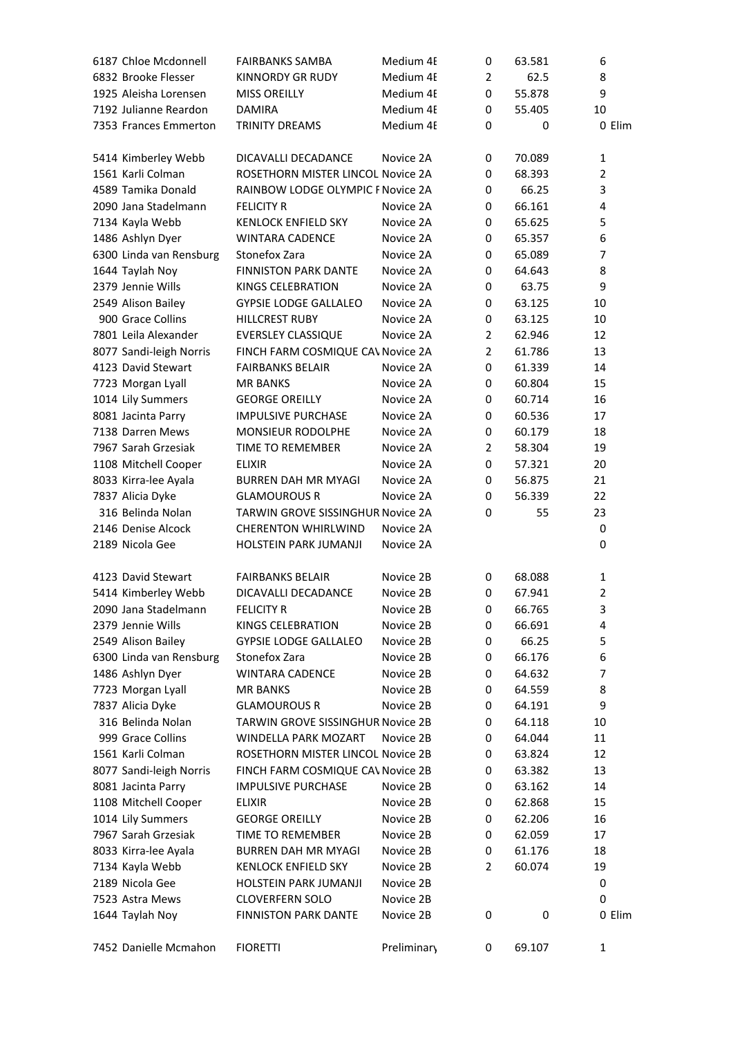| | | | | | | |
|---|---|---|---|---|---|---|
| 6187 | Chloe Mcdonnell | FAIRBANKS SAMBA | Medium 4E | 0 | 63.581 | 6 |
| 6832 | Brooke Flesser | KINNORDY GR RUDY | Medium 4E | 2 | 62.5 | 8 |
| 1925 | Aleisha Lorensen | MISS OREILLY | Medium 4E | 0 | 55.878 | 9 |
| 7192 | Julianne Reardon | DAMIRA | Medium 4E | 0 | 55.405 | 10 |
| 7353 | Frances Emmerton | TRINITY DREAMS | Medium 4E | 0 | 0 | 0 Elim |
| | | | | | | |
| 5414 | Kimberley Webb | DICAVALLI DECADANCE | Novice 2A | 0 | 70.089 | 1 |
| 1561 | Karli Colman | ROSETHORN MISTER LINCOL | Novice 2A | 0 | 68.393 | 2 |
| 4589 | Tamika Donald | RAINBOW LODGE OLYMPIC F | Novice 2A | 0 | 66.25 | 3 |
| 2090 | Jana Stadelmann | FELICITY R | Novice 2A | 0 | 66.161 | 4 |
| 7134 | Kayla Webb | KENLOCK ENFIELD SKY | Novice 2A | 0 | 65.625 | 5 |
| 1486 | Ashlyn Dyer | WINTARA CADENCE | Novice 2A | 0 | 65.357 | 6 |
| 6300 | Linda van Rensburg | Stonefox Zara | Novice 2A | 0 | 65.089 | 7 |
| 1644 | Taylah Noy | FINNISTON PARK DANTE | Novice 2A | 0 | 64.643 | 8 |
| 2379 | Jennie Wills | KINGS CELEBRATION | Novice 2A | 0 | 63.75 | 9 |
| 2549 | Alison Bailey | GYPSIE LODGE GALLALEO | Novice 2A | 0 | 63.125 | 10 |
| 900 | Grace Collins | HILLCREST RUBY | Novice 2A | 0 | 63.125 | 10 |
| 7801 | Leila Alexander | EVERSLEY CLASSIQUE | Novice 2A | 2 | 62.946 | 12 |
| 8077 | Sandi-leigh Norris | FINCH FARM COSMIQUE CAV | Novice 2A | 2 | 61.786 | 13 |
| 4123 | David Stewart | FAIRBANKS BELAIR | Novice 2A | 0 | 61.339 | 14 |
| 7723 | Morgan Lyall | MR BANKS | Novice 2A | 0 | 60.804 | 15 |
| 1014 | Lily Summers | GEORGE OREILLY | Novice 2A | 0 | 60.714 | 16 |
| 8081 | Jacinta Parry | IMPULSIVE PURCHASE | Novice 2A | 0 | 60.536 | 17 |
| 7138 | Darren Mews | MONSIEUR RODOLPHE | Novice 2A | 0 | 60.179 | 18 |
| 7967 | Sarah Grzesiak | TIME TO REMEMBER | Novice 2A | 2 | 58.304 | 19 |
| 1108 | Mitchell Cooper | ELIXIR | Novice 2A | 0 | 57.321 | 20 |
| 8033 | Kirra-lee Ayala | BURREN DAH MR MYAGI | Novice 2A | 0 | 56.875 | 21 |
| 7837 | Alicia Dyke | GLAMOUROUS R | Novice 2A | 0 | 56.339 | 22 |
| 316 | Belinda Nolan | TARWIN GROVE SISSINGHUR | Novice 2A | 0 | 55 | 23 |
| 2146 | Denise Alcock | CHERENTON WHIRLWIND | Novice 2A | | | 0 |
| 2189 | Nicola Gee | HOLSTEIN PARK JUMANJI | Novice 2A | | | 0 |
| | | | | | | |
| 4123 | David Stewart | FAIRBANKS BELAIR | Novice 2B | 0 | 68.088 | 1 |
| 5414 | Kimberley Webb | DICAVALLI DECADANCE | Novice 2B | 0 | 67.941 | 2 |
| 2090 | Jana Stadelmann | FELICITY R | Novice 2B | 0 | 66.765 | 3 |
| 2379 | Jennie Wills | KINGS CELEBRATION | Novice 2B | 0 | 66.691 | 4 |
| 2549 | Alison Bailey | GYPSIE LODGE GALLALEO | Novice 2B | 0 | 66.25 | 5 |
| 6300 | Linda van Rensburg | Stonefox Zara | Novice 2B | 0 | 66.176 | 6 |
| 1486 | Ashlyn Dyer | WINTARA CADENCE | Novice 2B | 0 | 64.632 | 7 |
| 7723 | Morgan Lyall | MR BANKS | Novice 2B | 0 | 64.559 | 8 |
| 7837 | Alicia Dyke | GLAMOUROUS R | Novice 2B | 0 | 64.191 | 9 |
| 316 | Belinda Nolan | TARWIN GROVE SISSINGHUR | Novice 2B | 0 | 64.118 | 10 |
| 999 | Grace Collins | WINDELLA PARK MOZART | Novice 2B | 0 | 64.044 | 11 |
| 1561 | Karli Colman | ROSETHORN MISTER LINCOL | Novice 2B | 0 | 63.824 | 12 |
| 8077 | Sandi-leigh Norris | FINCH FARM COSMIQUE CAV | Novice 2B | 0 | 63.382 | 13 |
| 8081 | Jacinta Parry | IMPULSIVE PURCHASE | Novice 2B | 0 | 63.162 | 14 |
| 1108 | Mitchell Cooper | ELIXIR | Novice 2B | 0 | 62.868 | 15 |
| 1014 | Lily Summers | GEORGE OREILLY | Novice 2B | 0 | 62.206 | 16 |
| 7967 | Sarah Grzesiak | TIME TO REMEMBER | Novice 2B | 0 | 62.059 | 17 |
| 8033 | Kirra-lee Ayala | BURREN DAH MR MYAGI | Novice 2B | 0 | 61.176 | 18 |
| 7134 | Kayla Webb | KENLOCK ENFIELD SKY | Novice 2B | 2 | 60.074 | 19 |
| 2189 | Nicola Gee | HOLSTEIN PARK JUMANJI | Novice 2B | | | 0 |
| 7523 | Astra Mews | CLOVERFERN SOLO | Novice 2B | | | 0 |
| 1644 | Taylah Noy | FINNISTON PARK DANTE | Novice 2B | 0 | 0 | 0 Elim |
| | | | | | | |
| 7452 | Danielle Mcmahon | FIORETTI | Preliminary | 0 | 69.107 | 1 |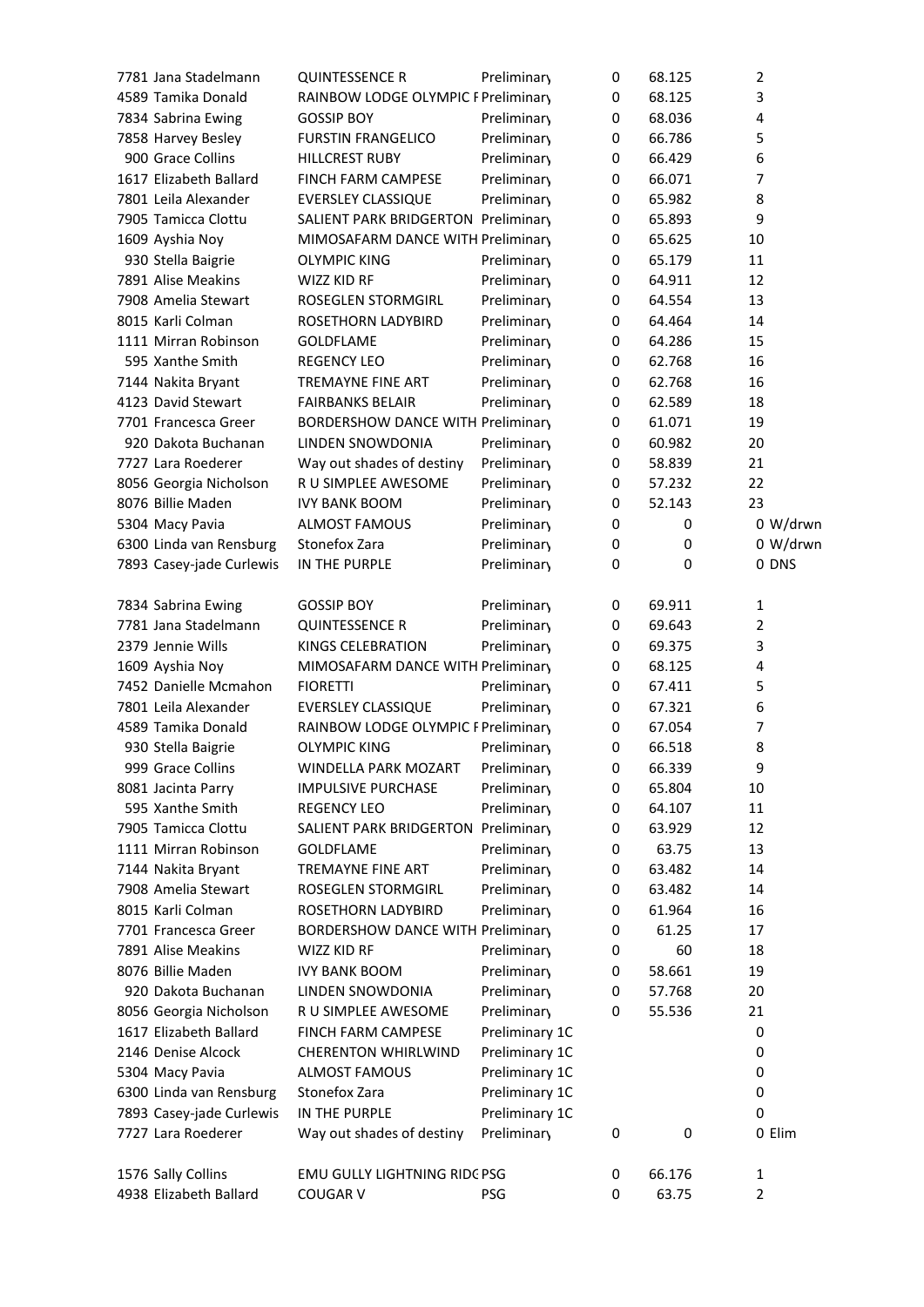| | | | | | | |
|---|---|---|---|---|---|---|
| 7781 | Jana Stadelmann | QUINTESSENCE R | Preliminary | 0 | 68.125 | 2 |
| 4589 | Tamika Donald | RAINBOW LODGE OLYMPIC F | Preliminary | 0 | 68.125 | 3 |
| 7834 | Sabrina Ewing | GOSSIP BOY | Preliminary | 0 | 68.036 | 4 |
| 7858 | Harvey Besley | FURSTIN FRANGELICO | Preliminary | 0 | 66.786 | 5 |
| 900 | Grace Collins | HILLCREST RUBY | Preliminary | 0 | 66.429 | 6 |
| 1617 | Elizabeth Ballard | FINCH FARM CAMPESE | Preliminary | 0 | 66.071 | 7 |
| 7801 | Leila Alexander | EVERSLEY CLASSIQUE | Preliminary | 0 | 65.982 | 8 |
| 7905 | Tamicca Clottu | SALIENT PARK BRIDGERTON | Preliminary | 0 | 65.893 | 9 |
| 1609 | Ayshia Noy | MIMOSAFARM DANCE WITH | Preliminary | 0 | 65.625 | 10 |
| 930 | Stella Baigrie | OLYMPIC KING | Preliminary | 0 | 65.179 | 11 |
| 7891 | Alise Meakins | WIZZ KID RF | Preliminary | 0 | 64.911 | 12 |
| 7908 | Amelia Stewart | ROSEGLEN STORMGIRL | Preliminary | 0 | 64.554 | 13 |
| 8015 | Karli Colman | ROSETHORN LADYBIRD | Preliminary | 0 | 64.464 | 14 |
| 1111 | Mirran Robinson | GOLDFLAME | Preliminary | 0 | 64.286 | 15 |
| 595 | Xanthe Smith | REGENCY LEO | Preliminary | 0 | 62.768 | 16 |
| 7144 | Nakita Bryant | TREMAYNE FINE ART | Preliminary | 0 | 62.768 | 16 |
| 4123 | David Stewart | FAIRBANKS BELAIR | Preliminary | 0 | 62.589 | 18 |
| 7701 | Francesca Greer | BORDERSHOW DANCE WITH | Preliminary | 0 | 61.071 | 19 |
| 920 | Dakota Buchanan | LINDEN SNOWDONIA | Preliminary | 0 | 60.982 | 20 |
| 7727 | Lara Roederer | Way out shades of destiny | Preliminary | 0 | 58.839 | 21 |
| 8056 | Georgia Nicholson | R U SIMPLEE AWESOME | Preliminary | 0 | 57.232 | 22 |
| 8076 | Billie Maden | IVY BANK BOOM | Preliminary | 0 | 52.143 | 23 |
| 5304 | Macy Pavia | ALMOST FAMOUS | Preliminary | 0 | 0 | 0 W/drwn |
| 6300 | Linda van Rensburg | Stonefox Zara | Preliminary | 0 | 0 | 0 W/drwn |
| 7893 | Casey-jade Curlewis | IN THE PURPLE | Preliminary | 0 | 0 | 0 DNS |

| | | | | | | |
|---|---|---|---|---|---|---|
| 7834 | Sabrina Ewing | GOSSIP BOY | Preliminary | 0 | 69.911 | 1 |
| 7781 | Jana Stadelmann | QUINTESSENCE R | Preliminary | 0 | 69.643 | 2 |
| 2379 | Jennie Wills | KINGS CELEBRATION | Preliminary | 0 | 69.375 | 3 |
| 1609 | Ayshia Noy | MIMOSAFARM DANCE WITH | Preliminary | 0 | 68.125 | 4 |
| 7452 | Danielle Mcmahon | FIORETTI | Preliminary | 0 | 67.411 | 5 |
| 7801 | Leila Alexander | EVERSLEY CLASSIQUE | Preliminary | 0 | 67.321 | 6 |
| 4589 | Tamika Donald | RAINBOW LODGE OLYMPIC F | Preliminary | 0 | 67.054 | 7 |
| 930 | Stella Baigrie | OLYMPIC KING | Preliminary | 0 | 66.518 | 8 |
| 999 | Grace Collins | WINDELLA PARK MOZART | Preliminary | 0 | 66.339 | 9 |
| 8081 | Jacinta Parry | IMPULSIVE PURCHASE | Preliminary | 0 | 65.804 | 10 |
| 595 | Xanthe Smith | REGENCY LEO | Preliminary | 0 | 64.107 | 11 |
| 7905 | Tamicca Clottu | SALIENT PARK BRIDGERTON | Preliminary | 0 | 63.929 | 12 |
| 1111 | Mirran Robinson | GOLDFLAME | Preliminary | 0 | 63.75 | 13 |
| 7144 | Nakita Bryant | TREMAYNE FINE ART | Preliminary | 0 | 63.482 | 14 |
| 7908 | Amelia Stewart | ROSEGLEN STORMGIRL | Preliminary | 0 | 63.482 | 14 |
| 8015 | Karli Colman | ROSETHORN LADYBIRD | Preliminary | 0 | 61.964 | 16 |
| 7701 | Francesca Greer | BORDERSHOW DANCE WITH | Preliminary | 0 | 61.25 | 17 |
| 7891 | Alise Meakins | WIZZ KID RF | Preliminary | 0 | 60 | 18 |
| 8076 | Billie Maden | IVY BANK BOOM | Preliminary | 0 | 58.661 | 19 |
| 920 | Dakota Buchanan | LINDEN SNOWDONIA | Preliminary | 0 | 57.768 | 20 |
| 8056 | Georgia Nicholson | R U SIMPLEE AWESOME | Preliminary | 0 | 55.536 | 21 |
| 1617 | Elizabeth Ballard | FINCH FARM CAMPESE | Preliminary 1C | | | 0 |
| 2146 | Denise Alcock | CHERENTON WHIRLWIND | Preliminary 1C | | | 0 |
| 5304 | Macy Pavia | ALMOST FAMOUS | Preliminary 1C | | | 0 |
| 6300 | Linda van Rensburg | Stonefox Zara | Preliminary 1C | | | 0 |
| 7893 | Casey-jade Curlewis | IN THE PURPLE | Preliminary 1C | | | 0 |
| 7727 | Lara Roederer | Way out shades of destiny | Preliminary | 0 | 0 | 0 Elim |

| | | | | | | |
|---|---|---|---|---|---|---|
| 1576 | Sally Collins | EMU GULLY LIGHTNING RIDG | PSG | 0 | 66.176 | 1 |
| 4938 | Elizabeth Ballard | COUGAR V | PSG | 0 | 63.75 | 2 |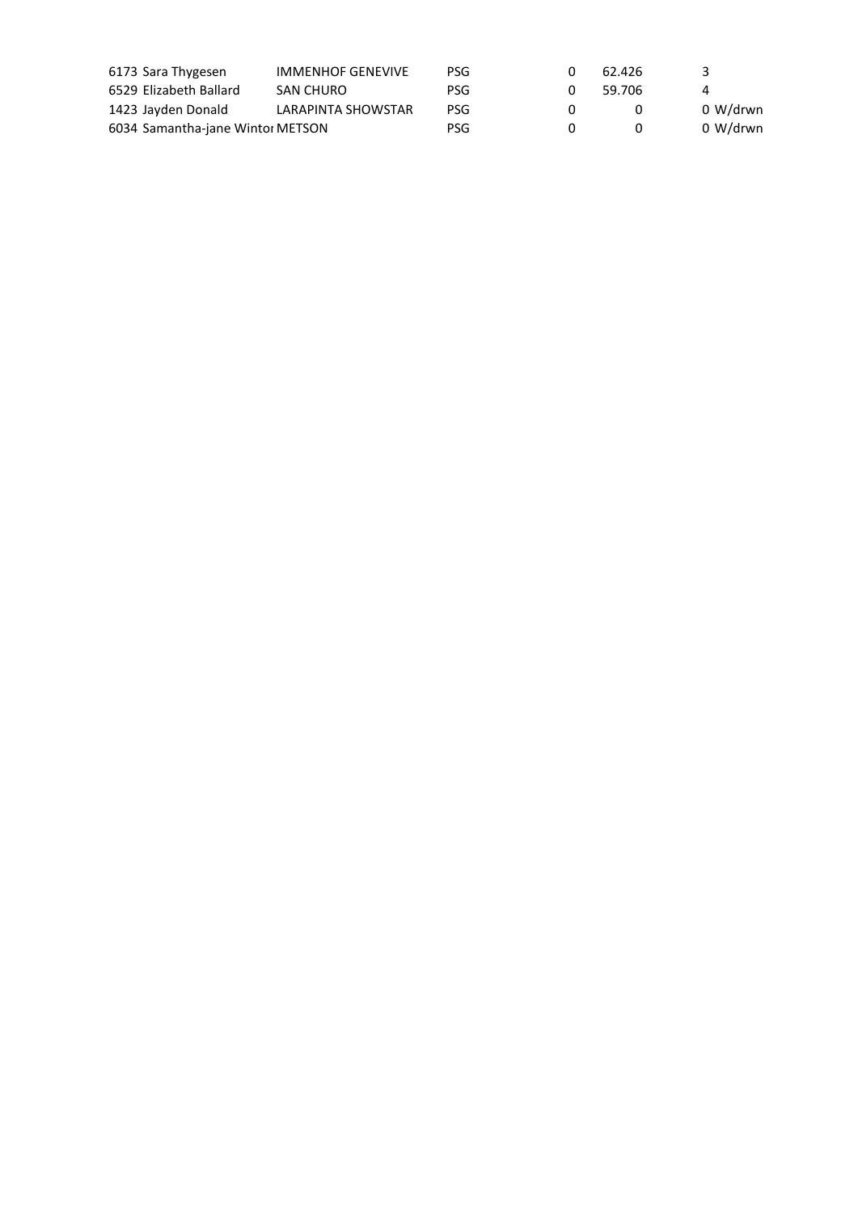| | | | | | | |
|---|---|---|---|---|---|---|
| 6173 | Sara Thygesen | IMMENHOF GENEVIVE | PSG | 0 | 62.426 | 3 |
| 6529 | Elizabeth Ballard | SAN CHURO | PSG | 0 | 59.706 | 4 |
| 1423 | Jayden Donald | LARAPINTA SHOWSTAR | PSG | 0 | 0 | 0 W/drwn |
| 6034 | Samantha-jane Wintor | METSON | PSG | 0 | 0 | 0 W/drwn |